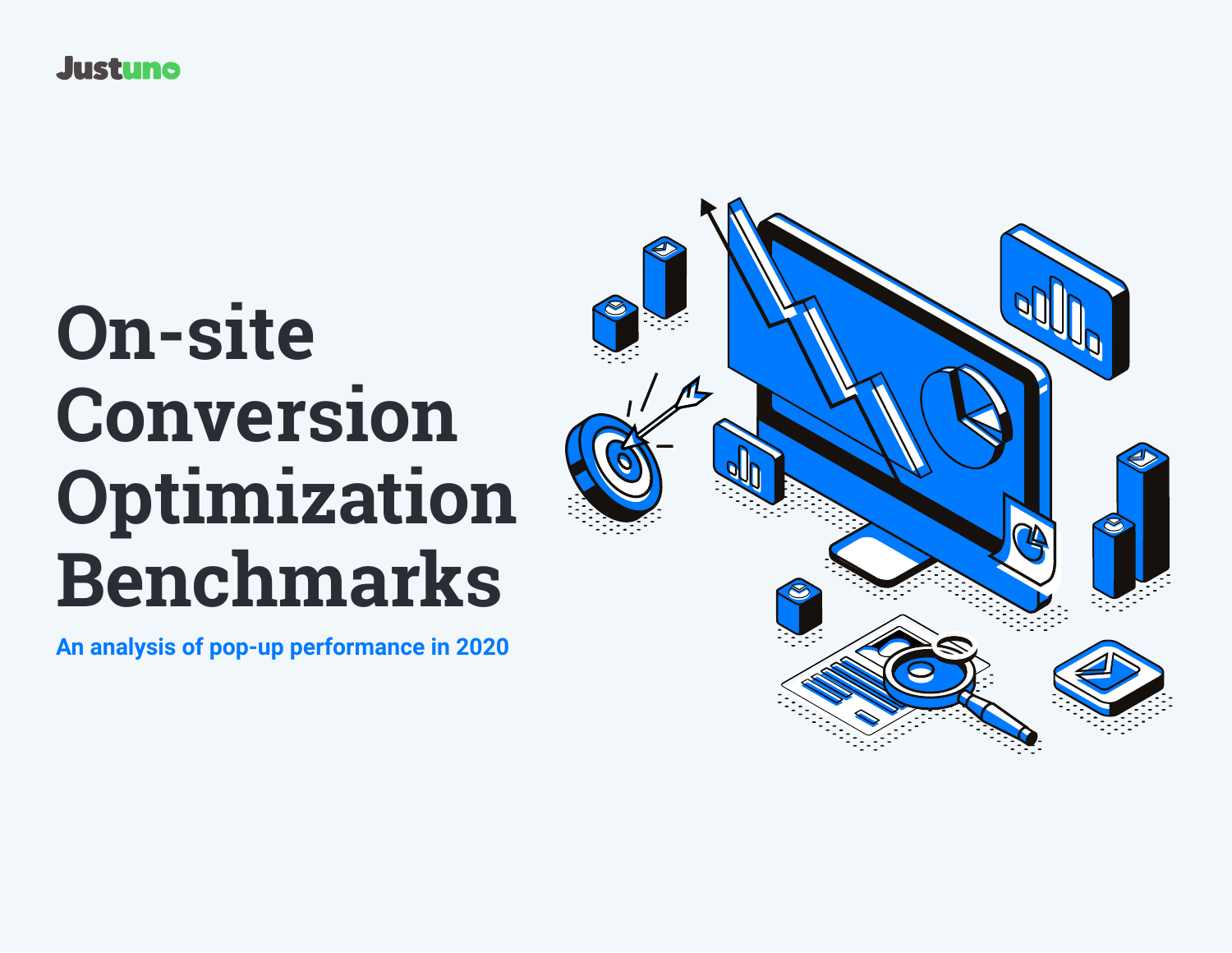Justuno

# On-site Conversion Optimization Benchmarks

An analysis of pop-up performance in 2020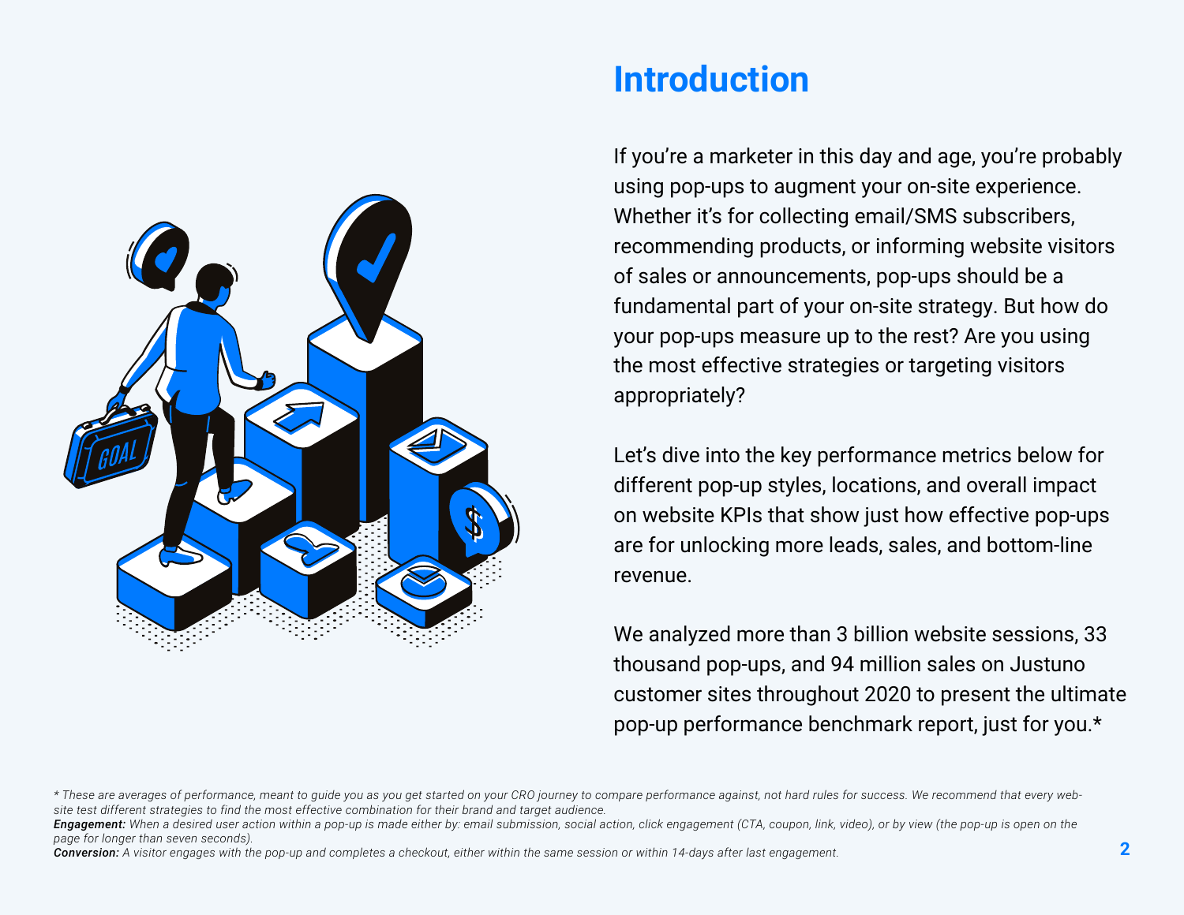# Introduction

If you're a marketer in this day and age, you're probably using pop-ups to augment your on-site experience. Whether it's for collecting email/SMS subscribers, recommending products, or informing website visitors of sales or announcements, pop-ups should be a fundamental part of your on-site strategy. But how do your pop-ups measure up to the rest? Are you using the most effective strategies or targeting visitors appropriately?

Let's dive into the key performance metrics below for different pop-up styles, locations, and overall impact on website KPIs that show just how effective pop-ups are for unlocking more leads, sales, and bottom-line revenue.

We analyzed more than 3 billion website sessions, 33 thousand pop-ups, and 94 million sales on Justuno customer sites throughout 2020 to present the ultimate pop-up performance benchmark report, just for you.*

*\* These are averages of performance, meant to guide you as you get started on your CRO journey to compare performance against, not hard rules for success. We recommend that every website test different strategies to find the most effective combination for their brand and target audience.*

***Engagement:*** *When a desired user action within a pop-up is made either by: email submission, social action, click engagement (CTA, coupon, link, video), or by view (the pop-up is open on the page for longer than seven seconds).*

***Conversion:*** *A visitor engages with the pop-up and completes a checkout, either within the same session or within 14-days after last engagement.*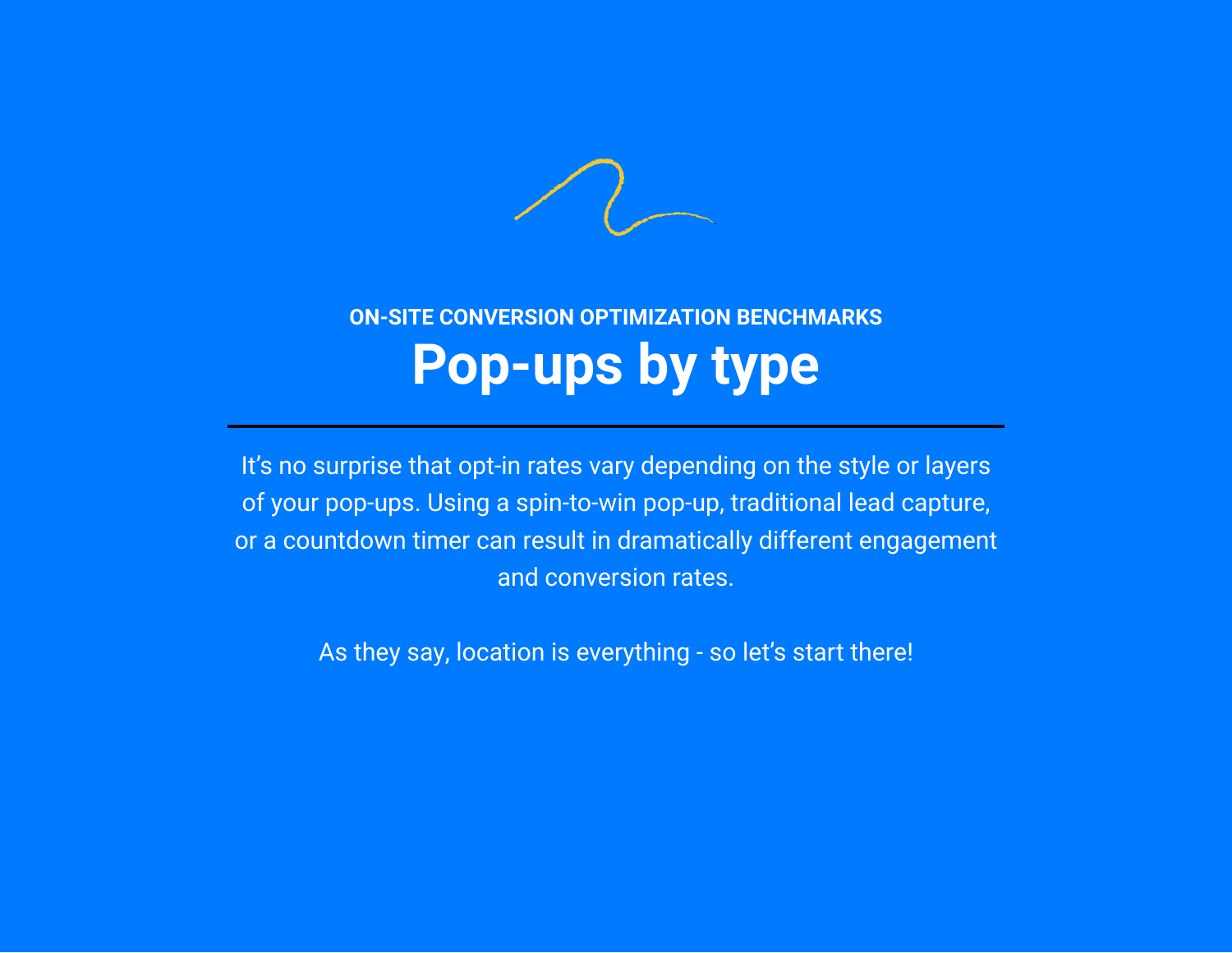ON-SITE CONVERSION OPTIMIZATION BENCHMARKS

# Pop-ups by type

---

It’s no surprise that opt-in rates vary depending on the style or layers of your pop-ups. Using a spin-to-win pop-up, traditional lead capture, or a countdown timer can result in dramatically different engagement and conversion rates.

As they say, location is everything - so let’s start there!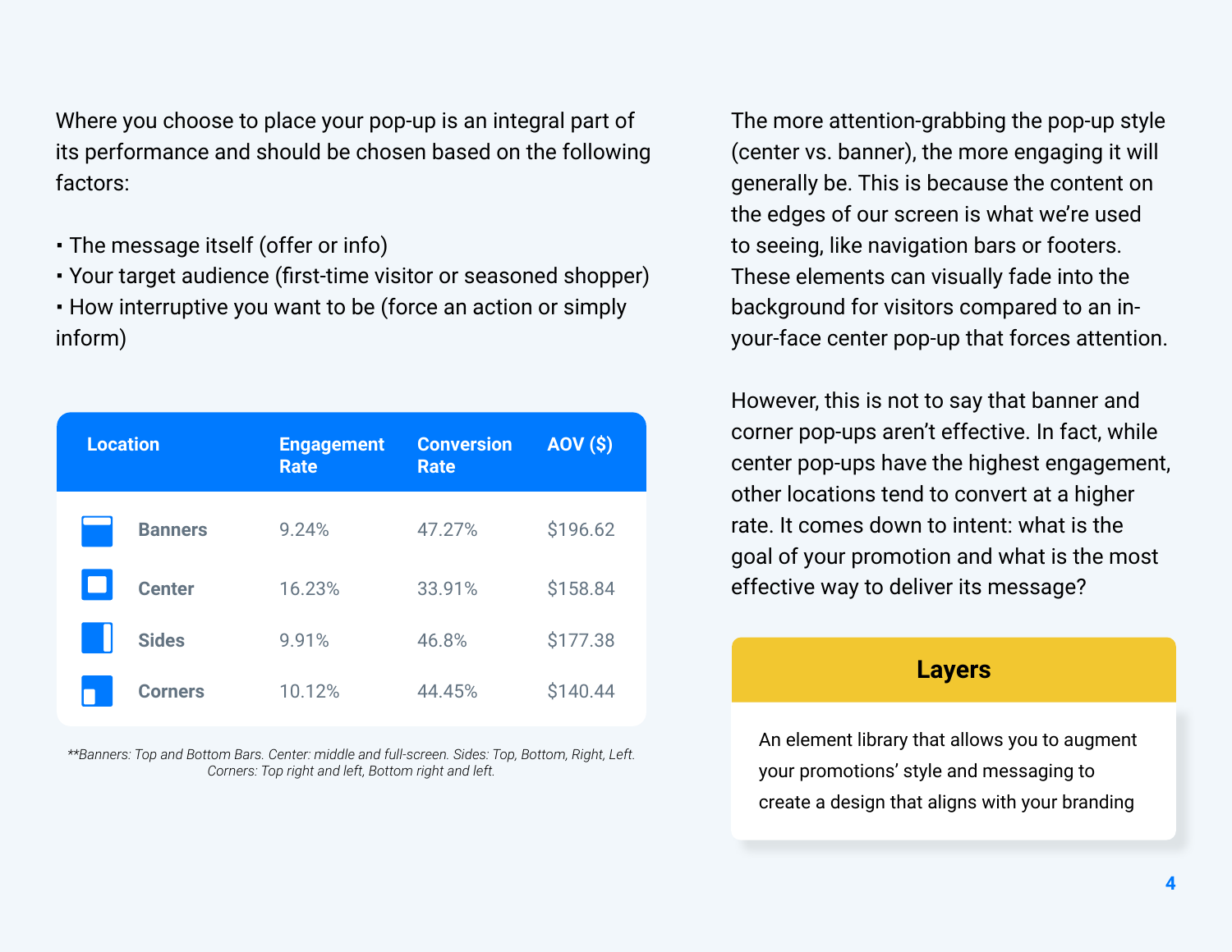Where you choose to place your pop-up is an integral part of its performance and should be chosen based on the following factors:

- The message itself (offer or info)
- Your target audience (first-time visitor or seasoned shopper)
- How interruptive you want to be (force an action or simply inform)

| Location | Engagement Rate | Conversion Rate | AOV ($) |
|---|---|---|---|
| Banners | 9.24% | 47.27% | $196.62 |
| Center | 16.23% | 33.91% | $158.84 |
| Sides | 9.91% | 46.8% | $177.38 |
| Corners | 10.12% | 44.45% | $140.44 |

*\*\*Banners: Top and Bottom Bars. Center: middle and full-screen. Sides: Top, Bottom, Right, Left. Corners: Top right and left, Bottom right and left.*

The more attention-grabbing the pop-up style (center vs. banner), the more engaging it will generally be. This is because the content on the edges of our screen is what we're used to seeing, like navigation bars or footers. These elements can visually fade into the background for visitors compared to an in-your-face center pop-up that forces attention.

However, this is not to say that banner and corner pop-ups aren't effective. In fact, while center pop-ups have the highest engagement, other locations tend to convert at a higher rate. It comes down to intent: what is the goal of your promotion and what is the most effective way to deliver its message?

**Layers**

An element library that allows you to augment your promotions' style and messaging to create a design that aligns with your branding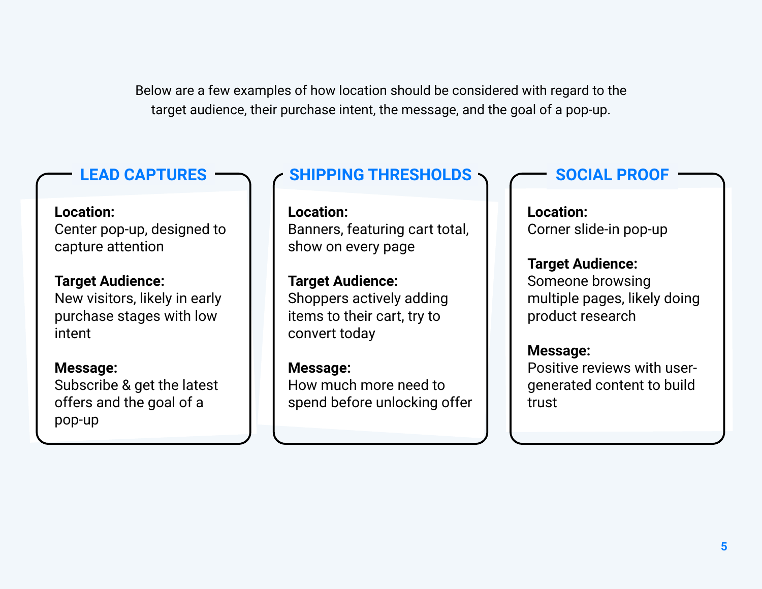Below are a few examples of how location should be considered with regard to the target audience, their purchase intent, the message, and the goal of a pop-up.

## LEAD CAPTURES

**Location:**
Center pop-up, designed to capture attention

**Target Audience:**
New visitors, likely in early purchase stages with low intent

**Message:**
Subscribe & get the latest offers and the goal of a pop-up

## SHIPPING THRESHOLDS

**Location:**
Banners, featuring cart total, show on every page

**Target Audience:**
Shoppers actively adding items to their cart, try to convert today

**Message:**
How much more need to spend before unlocking offer

## SOCIAL PROOF

**Location:**
Corner slide-in pop-up

**Target Audience:**
Someone browsing multiple pages, likely doing product research

**Message:**
Positive reviews with user-generated content to build trust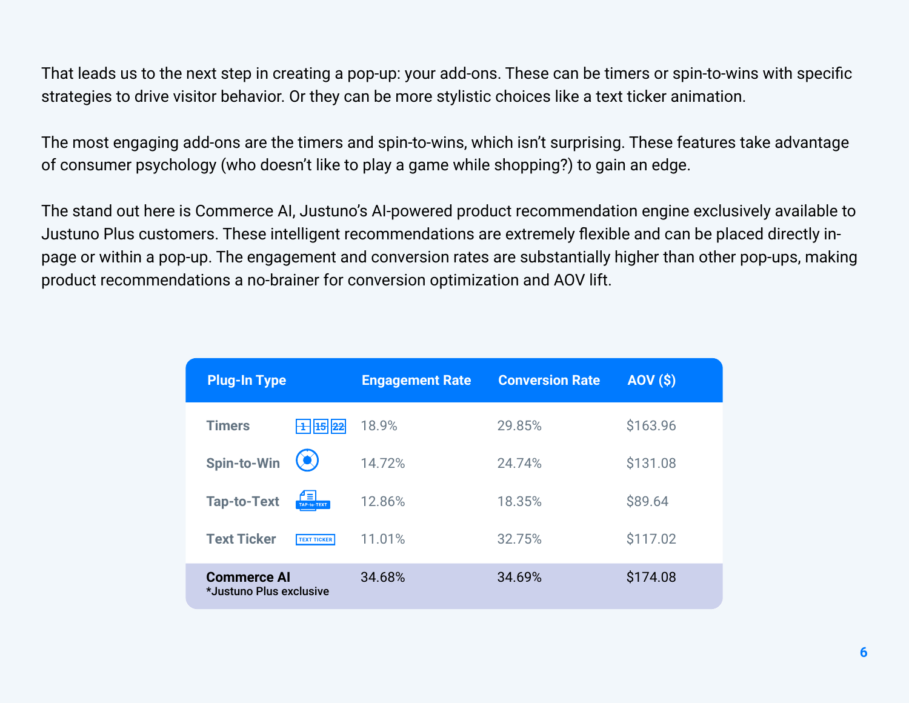That leads us to the next step in creating a pop-up: your add-ons. These can be timers or spin-to-wins with specific strategies to drive visitor behavior. Or they can be more stylistic choices like a text ticker animation.

The most engaging add-ons are the timers and spin-to-wins, which isn't surprising. These features take advantage of consumer psychology (who doesn't like to play a game while shopping?) to gain an edge.

The stand out here is Commerce AI, Justuno's AI-powered product recommendation engine exclusively available to Justuno Plus customers. These intelligent recommendations are extremely flexible and can be placed directly in-page or within a pop-up. The engagement and conversion rates are substantially higher than other pop-ups, making product recommendations a no-brainer for conversion optimization and AOV lift.

| Plug-In Type | Engagement Rate | Conversion Rate | AOV ($) |
| --- | --- | --- | --- |
| Timers | 18.9% | 29.85% | $163.96 |
| Spin-to-Win | 14.72% | 24.74% | $131.08 |
| Tap-to-Text | 12.86% | 18.35% | $89.64 |
| Text Ticker | 11.01% | 32.75% | $117.02 |
| **Commerce AI** *Justuno Plus exclusive | 34.68% | 34.69% | $174.08 |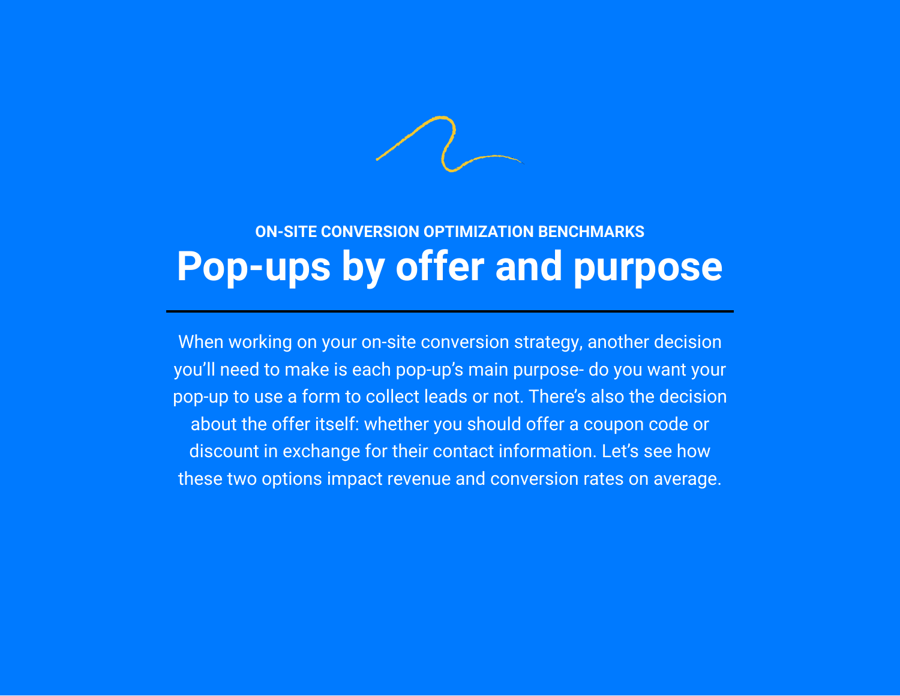### ON-SITE CONVERSION OPTIMIZATION BENCHMARKS

# Pop-ups by offer and purpose

When working on your on-site conversion strategy, another decision you'll need to make is each pop-up's main purpose- do you want your pop-up to use a form to collect leads or not. There's also the decision about the offer itself: whether you should offer a coupon code or discount in exchange for their contact information. Let's see how these two options impact revenue and conversion rates on average.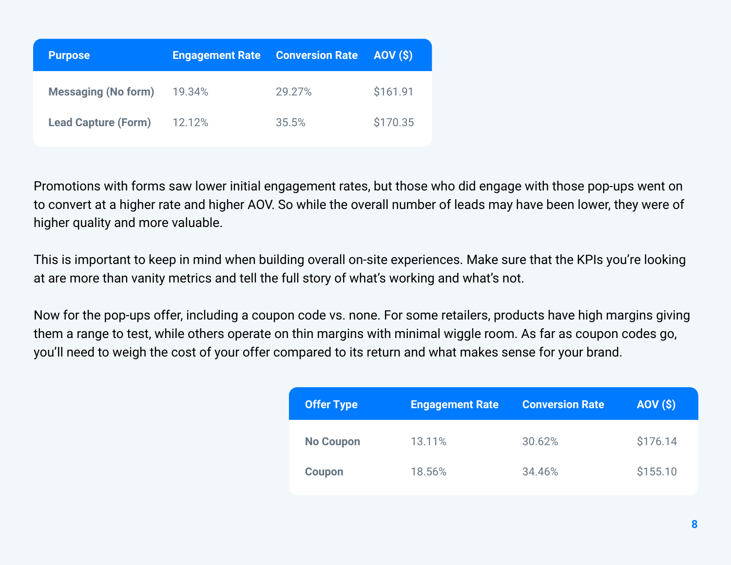| Purpose | Engagement Rate | Conversion Rate | AOV ($) |
| --- | --- | --- | --- |
| **Messaging (No form)** | 19.34% | 29.27% | $161.91 |
| **Lead Capture (Form)** | 12.12% | 35.5% | $170.35 |

Promotions with forms saw lower initial engagement rates, but those who did engage with those pop-ups went on to convert at a higher rate and higher AOV. So while the overall number of leads may have been lower, they were of higher quality and more valuable.

This is important to keep in mind when building overall on-site experiences. Make sure that the KPIs you're looking at are more than vanity metrics and tell the full story of what's working and what's not.

Now for the pop-ups offer, including a coupon code vs. none. For some retailers, products have high margins giving them a range to test, while others operate on thin margins with minimal wiggle room. As far as coupon codes go, you'll need to weigh the cost of your offer compared to its return and what makes sense for your brand.

| Offer Type | Engagement Rate | Conversion Rate | AOV ($) |
| --- | --- | --- | --- |
| **No Coupon** | 13.11% | 30.62% | $176.14 |
| **Coupon** | 18.56% | 34.46% | $155.10 |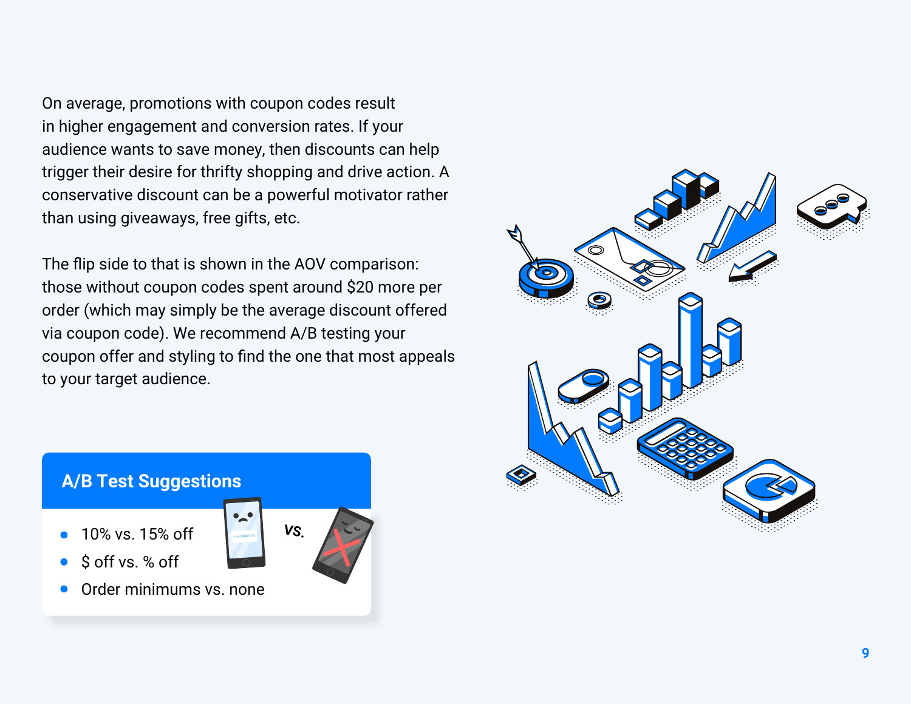On average, promotions with coupon codes result in higher engagement and conversion rates. If your audience wants to save money, then discounts can help trigger their desire for thrifty shopping and drive action. A conservative discount can be a powerful motivator rather than using giveaways, free gifts, etc.

The flip side to that is shown in the AOV comparison: those without coupon codes spent around $20 more per order (which may simply be the average discount offered via coupon code). We recommend A/B testing your coupon offer and styling to find the one that most appeals to your target audience.

## A/B Test Suggestions

- 10% vs. 15% off
- $ off vs. % off
- Order minimums vs. none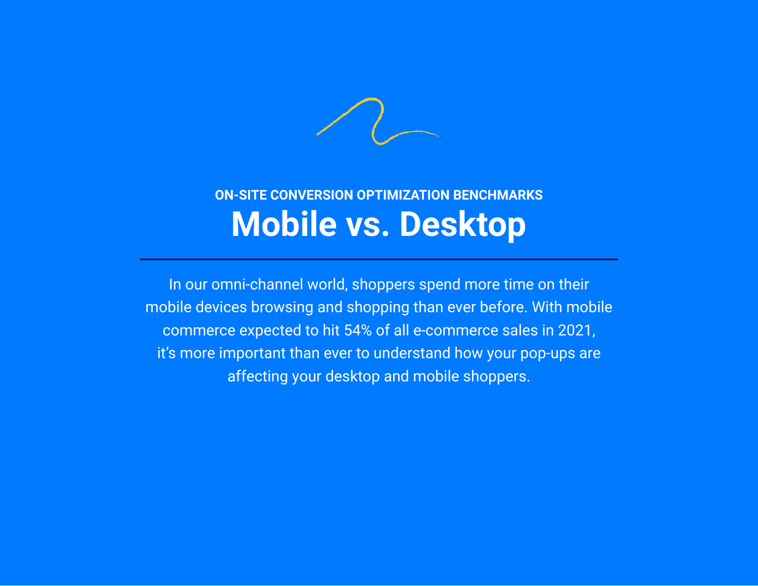ON-SITE CONVERSION OPTIMIZATION BENCHMARKS

# Mobile vs. Desktop

---

In our omni-channel world, shoppers spend more time on their mobile devices browsing and shopping than ever before. With mobile commerce expected to hit 54% of all e-commerce sales in 2021, it’s more important than ever to understand how your pop-ups are affecting your desktop and mobile shoppers.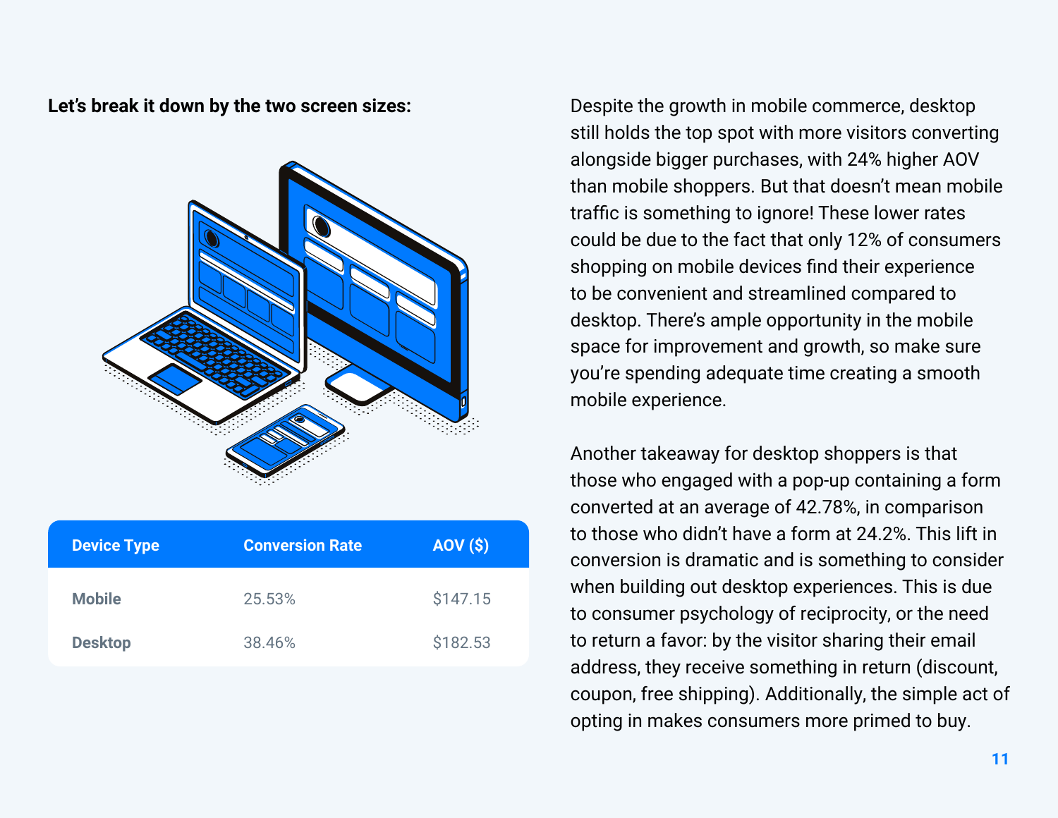**Let's break it down by the two screen sizes:**

| Device Type | Conversion Rate | AOV ($) |
| --- | --- | --- |
| Mobile | 25.53% | $147.15 |
| Desktop | 38.46% | $182.53 |

Despite the growth in mobile commerce, desktop still holds the top spot with more visitors converting alongside bigger purchases, with 24% higher AOV than mobile shoppers. But that doesn't mean mobile traffic is something to ignore! These lower rates could be due to the fact that only 12% of consumers shopping on mobile devices find their experience to be convenient and streamlined compared to desktop. There's ample opportunity in the mobile space for improvement and growth, so make sure you're spending adequate time creating a smooth mobile experience.

Another takeaway for desktop shoppers is that those who engaged with a pop-up containing a form converted at an average of 42.78%, in comparison to those who didn't have a form at 24.2%. This lift in conversion is dramatic and is something to consider when building out desktop experiences. This is due to consumer psychology of reciprocity, or the need to return a favor: by the visitor sharing their email address, they receive something in return (discount, coupon, free shipping). Additionally, the simple act of opting in makes consumers more primed to buy.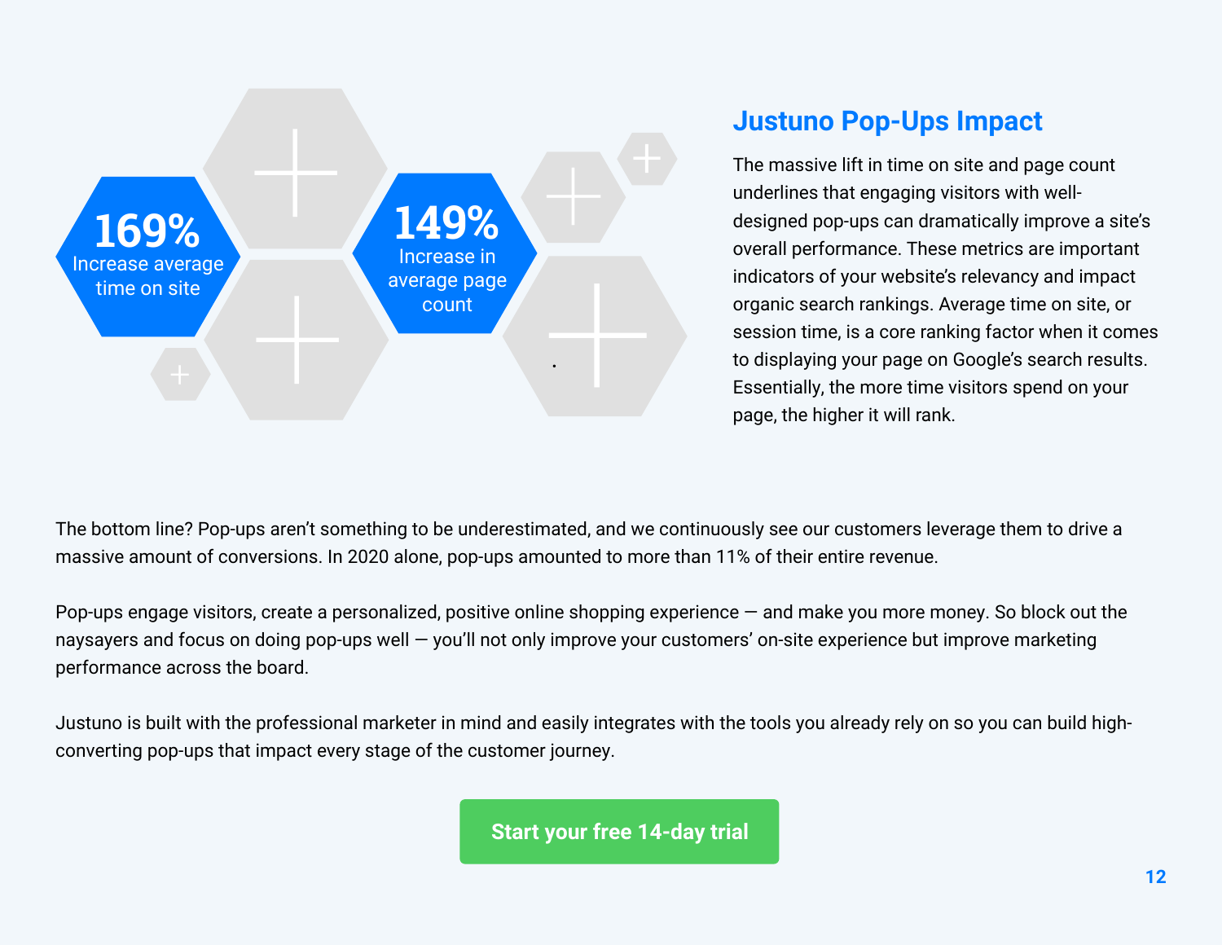**169%**
Increase average time on site

**149%**
Increase in average page count

## Justuno Pop-Ups Impact

The massive lift in time on site and page count underlines that engaging visitors with well-designed pop-ups can dramatically improve a site's overall performance. These metrics are important indicators of your website's relevancy and impact organic search rankings. Average time on site, or session time, is a core ranking factor when it comes to displaying your page on Google's search results. Essentially, the more time visitors spend on your page, the higher it will rank.

The bottom line? Pop-ups aren't something to be underestimated, and we continuously see our customers leverage them to drive a massive amount of conversions. In 2020 alone, pop-ups amounted to more than 11% of their entire revenue.

Pop-ups engage visitors, create a personalized, positive online shopping experience — and make you more money. So block out the naysayers and focus on doing pop-ups well — you'll not only improve your customers' on-site experience but improve marketing performance across the board.

Justuno is built with the professional marketer in mind and easily integrates with the tools you already rely on so you can build high-converting pop-ups that impact every stage of the customer journey.

**Start your free 14-day trial**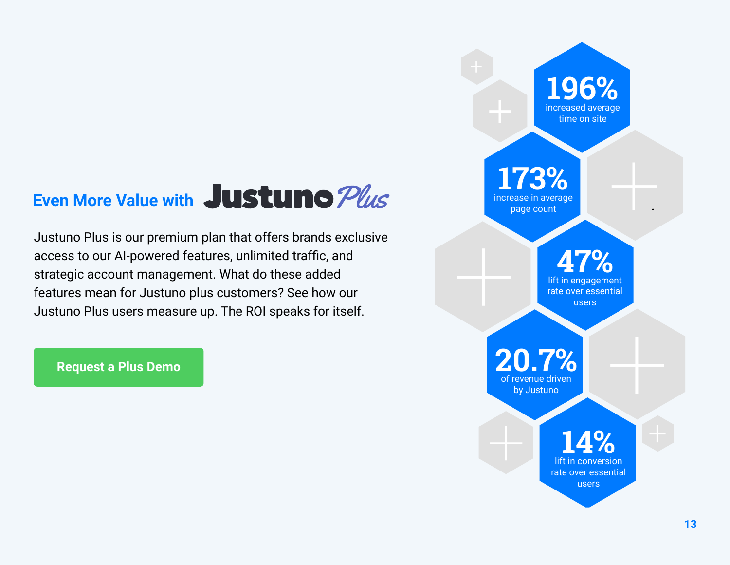## Even More Value with Justuno Plus

Justuno Plus is our premium plan that offers brands exclusive access to our AI-powered features, unlimited traffic, and strategic account management. What do these added features mean for Justuno plus customers? See how our Justuno Plus users measure up. The ROI speaks for itself.

Request a Plus Demo

**196%**
increased average time on site

**173%**
increase in average page count

**47%**
lift in engagement rate over essential users

**20.7%**
of revenue driven by Justuno

**14%**
lift in conversion rate over essential users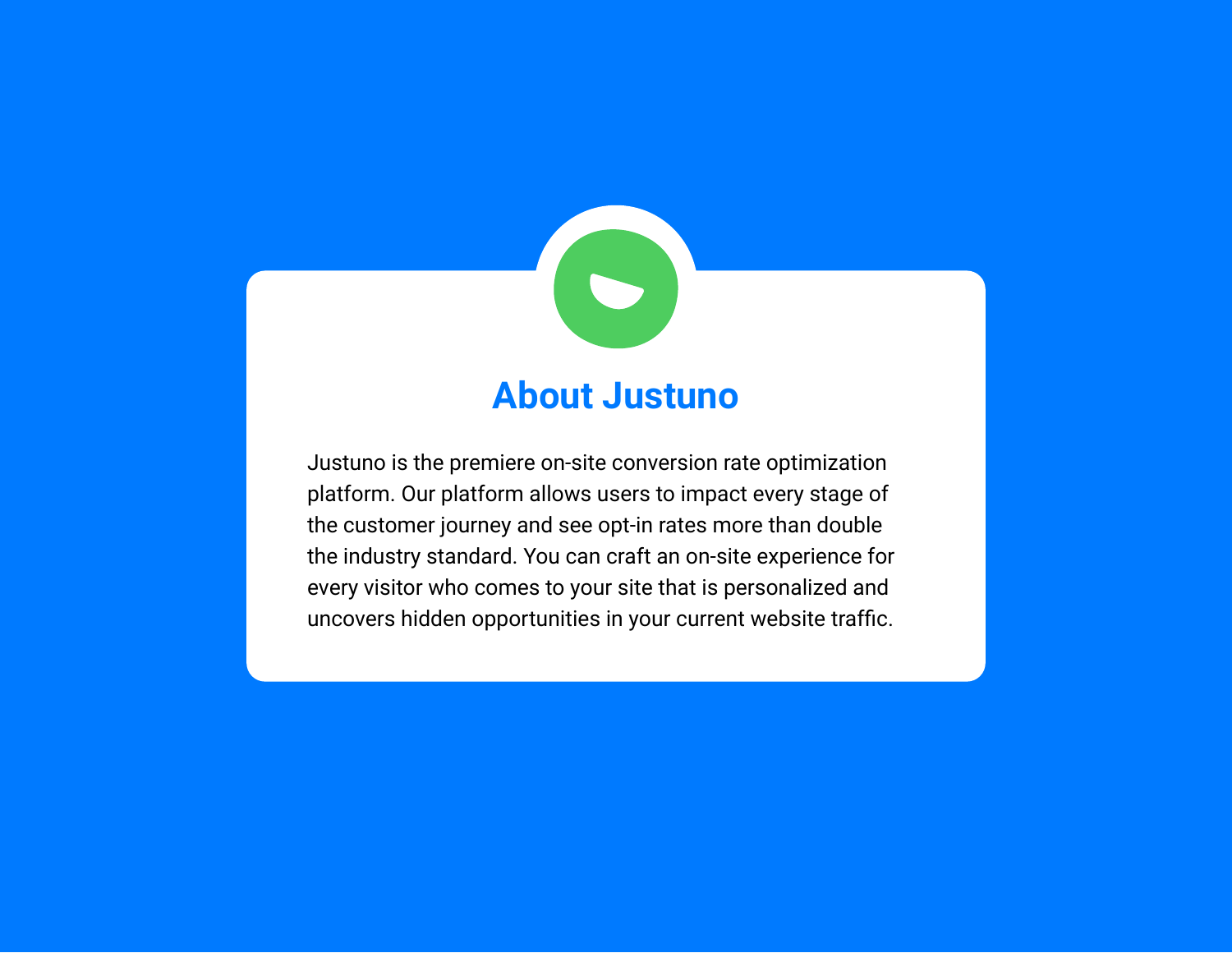## About Justuno

Justuno is the premiere on-site conversion rate optimization platform. Our platform allows users to impact every stage of the customer journey and see opt-in rates more than double the industry standard. You can craft an on-site experience for every visitor who comes to your site that is personalized and uncovers hidden opportunities in your current website traffic.